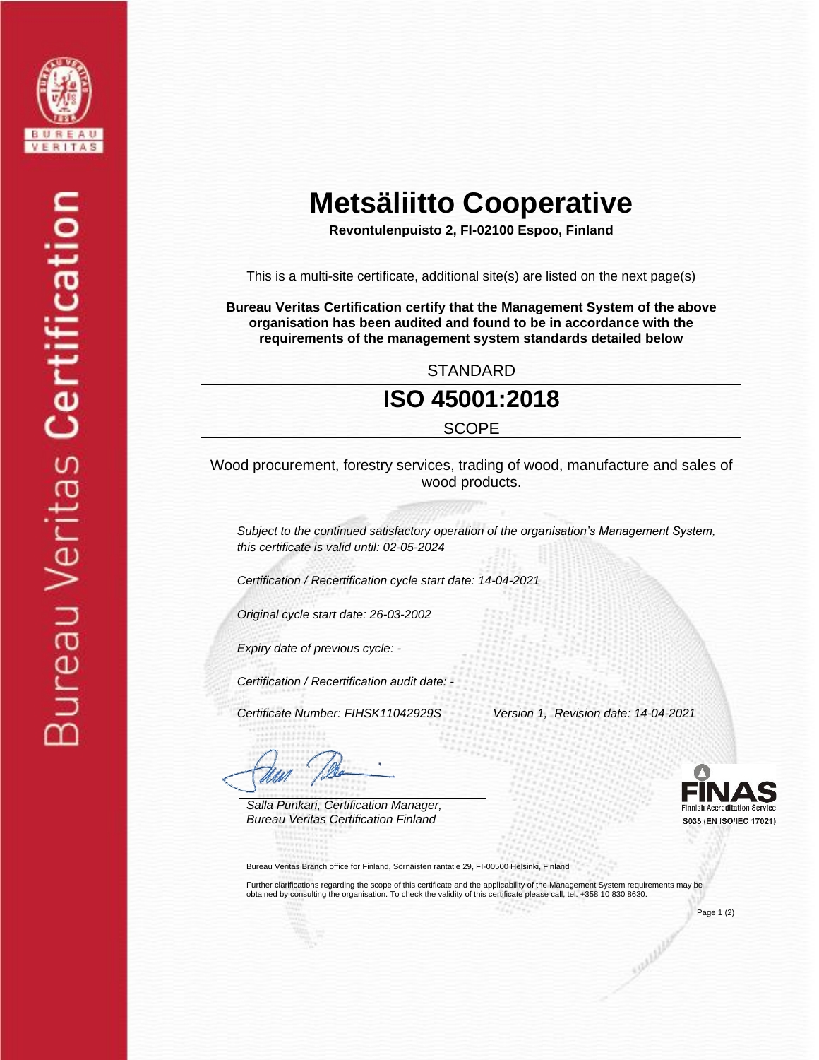Bureau Veritas Certification

# Metsäliitto Cooperative

**Revontulenpuisto 2, FI-02100 Espoo, Finland**

This is a multi-site certificate, additional site(s) are listed on the next page(s)

**Bureau Veritas Certification certify that the Management System of the above organisation has been audited and found to be in accordance with the requirements of the management system standards detailed below**

STANDARD

## ISO 45001:2018

SCOPE

Wood procurement, forestry services, trading of wood, manufacture and sales of wood products.

*Subject to the continued satisfactory operation of the organisation's Management System, this certificate is valid until: 02-05-2024*

*Certification / Recertification cycle start date: 14-04-2021*

*Original cycle start date: 26-03-2002*

*Expiry date of previous cycle: -*

*Certification / Recertification audit date: -*

*Certificate Number: FIHSK11042929S* *Version 1, Revision date: 14-04-2021*

*Salla Punkari, Certification Manager,*
*Bureau Veritas Certification Finland*

FINAS Finnish Accreditation Service S035 (EN ISO/IEC 17021)

Bureau Veritas Branch office for Finland, Sörnäisten rantatie 29, FI-00500 Helsinki, Finland

Further clarifications regarding the scope of this certificate and the applicability of the Management System requirements may be obtained by consulting the organisation. To check the validity of this certificate please call, tel. +358 10 830 8630.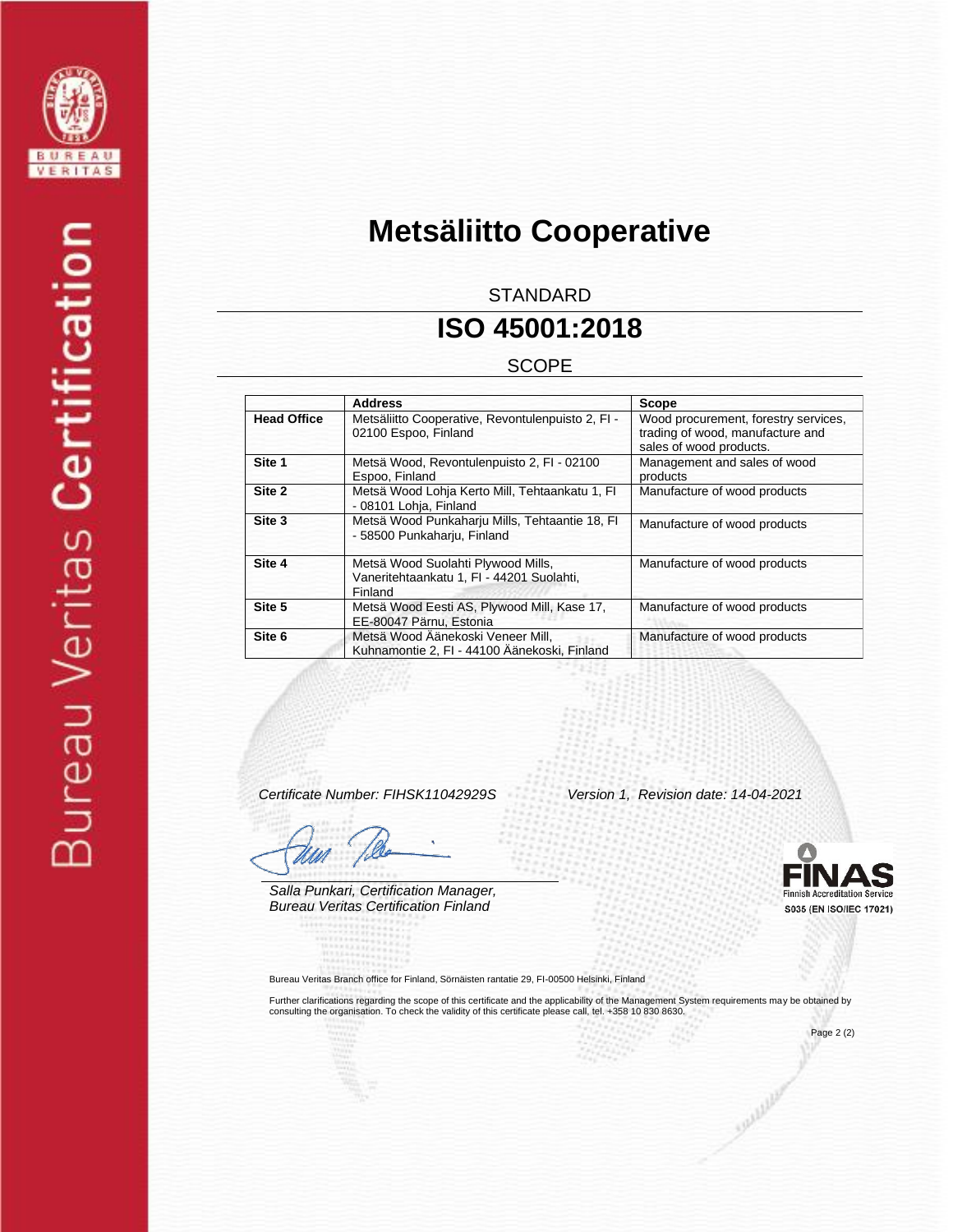# Metsäliitto Cooperative

STANDARD

## ISO 45001:2018

SCOPE

| | Address | Scope |
|---|---|---|
| **Head Office** | Metsäliitto Cooperative, Revontulenpuisto 2, FI - 02100 Espoo, Finland | Wood procurement, forestry services, trading of wood, manufacture and sales of wood products. |
| **Site 1** | Metsä Wood, Revontulenpuisto 2, FI - 02100 Espoo, Finland | Management and sales of wood products |
| **Site 2** | Metsä Wood Lohja Kerto Mill, Tehtaankatu 1, FI - 08101 Lohja, Finland | Manufacture of wood products |
| **Site 3** | Metsä Wood Punkaharju Mills, Tehtaantie 18, FI - 58500 Punkaharju, Finland | Manufacture of wood products |
| **Site 4** | Metsä Wood Suolahti Plywood Mills, Vaneritehtaankatu 1, FI - 44201 Suolahti, Finland | Manufacture of wood products |
| **Site 5** | Metsä Wood Eesti AS, Plywood Mill, Kase 17, EE-80047 Pärnu, Estonia | Manufacture of wood products |
| **Site 6** | Metsä Wood Äänekoski Veneer Mill, Kuhnamontie 2, FI - 44100 Äänekoski, Finland | Manufacture of wood products |

*Certificate Number: FIHSK11042929S*

*Version 1, Revision date: 14-04-2021*

*Salla Punkari, Certification Manager,*
*Bureau Veritas Certification Finland*

FINAS
Finnish Accreditation Service
S035 (EN ISO/IEC 17021)

Bureau Veritas Branch office for Finland, Sörnäisten rantatie 29, FI-00500 Helsinki, Finland

Further clarifications regarding the scope of this certificate and the applicability of the Management System requirements may be obtained by consulting the organisation. To check the validity of this certificate please call, tel. +358 10 830 8630.